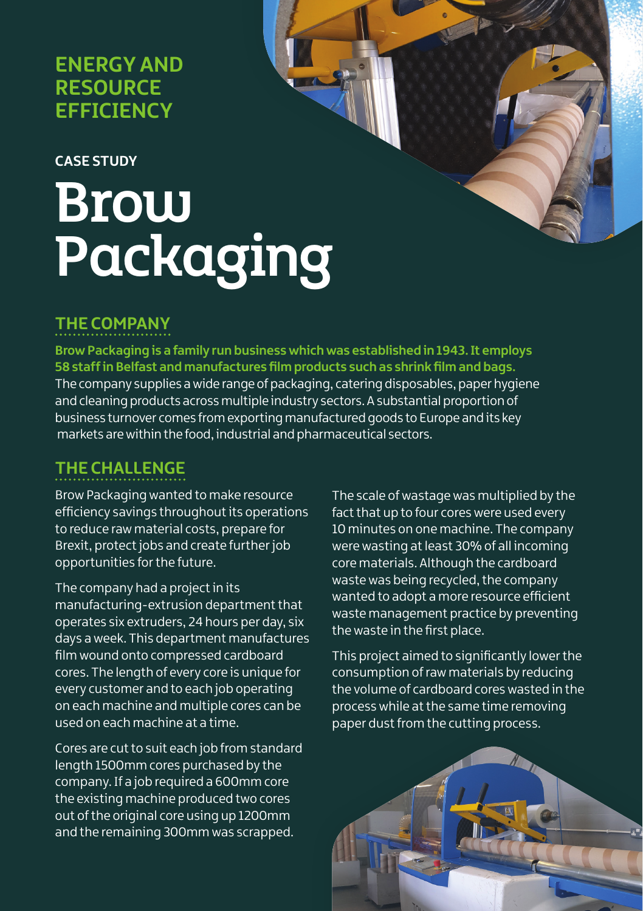# ENERGY AND RESOURCE EFFICIENCY

**CASE STUDY**

# Brow Packaging

## THE COMPANY

**Brow Packaging is a family run business which was established in 1943. It employs 58 staff in Belfast and manufactures film products such as shrink film and bags.** The company supplies a wide range of packaging, catering disposables, paper hygiene and cleaning products across multiple industry sectors. A substantial proportion of business turnover comes from exporting manufactured goods to Europe and its key markets are within the food, industrial and pharmaceutical sectors.

## THE CHALLENGE

Brow Packaging wanted to make resource efficiency savings throughout its operations to reduce raw material costs, prepare for Brexit, protect jobs and create further job opportunities for the future.

The company had a project in its manufacturing-extrusion department that operates six extruders, 24 hours per day, six days a week. This department manufactures film wound onto compressed cardboard cores. The length of every core is unique for every customer and to each job operating on each machine and multiple cores can be used on each machine at a time.

Cores are cut to suit each job from standard length 1500mm cores purchased by the company. If a job required a 600mm core the existing machine produced two cores out of the original core using up 1200mm and the remaining 300mm was scrapped.

The scale of wastage was multiplied by the fact that up to four cores were used every 10 minutes on one machine. The company were wasting at least 30% of all incoming core materials. Although the cardboard waste was being recycled, the company wanted to adopt a more resource efficient waste management practice by preventing the waste in the first place.

This project aimed to significantly lower the consumption of raw materials by reducing the volume of cardboard cores wasted in the process while at the same time removing paper dust from the cutting process.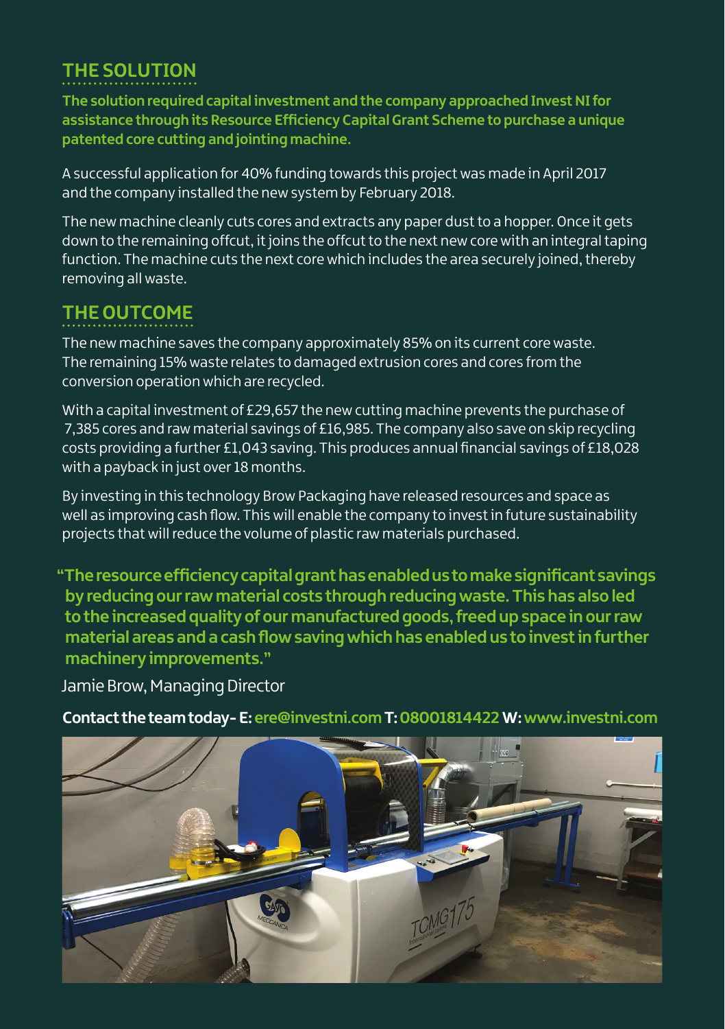## THE SOLUTION

**The solution required capital investment and the company approached Invest NI for assistance through its Resource Efficiency Capital Grant Scheme to purchase a unique patented core cutting and jointing machine.**

A successful application for 40% funding towards this project was made in April 2017 and the company installed the new system by February 2018.

The new machine cleanly cuts cores and extracts any paper dust to a hopper. Once it gets down to the remaining offcut, it joins the offcut to the next new core with an integral taping function. The machine cuts the next core which includes the area securely joined, thereby removing all waste.

## THE OUTCOME

The new machine saves the company approximately 85% on its current core waste. The remaining 15% waste relates to damaged extrusion cores and cores from the conversion operation which are recycled.

With a capital investment of £29,657 the new cutting machine prevents the purchase of 7,385 cores and raw material savings of £16,985. The company also save on skip recycling costs providing a further £1,043 saving. This produces annual financial savings of £18,028 with a payback in just over 18 months.

By investing in this technology Brow Packaging have released resources and space as well as improving cash flow. This will enable the company to invest in future sustainability projects that will reduce the volume of plastic raw materials purchased.

**"The resource efficiency capital grant has enabled us to make significant savings by reducing our raw material costs through reducing waste. This has also led to the increased quality of our manufactured goods, freed up space in our raw material areas and a cash flow saving which has enabled us to invest in further machinery improvements."**

Jamie Brow, Managing Director

**Contact the team today- E:** ere@investni.com **T:** 08001814422 **W:** www.investni.com